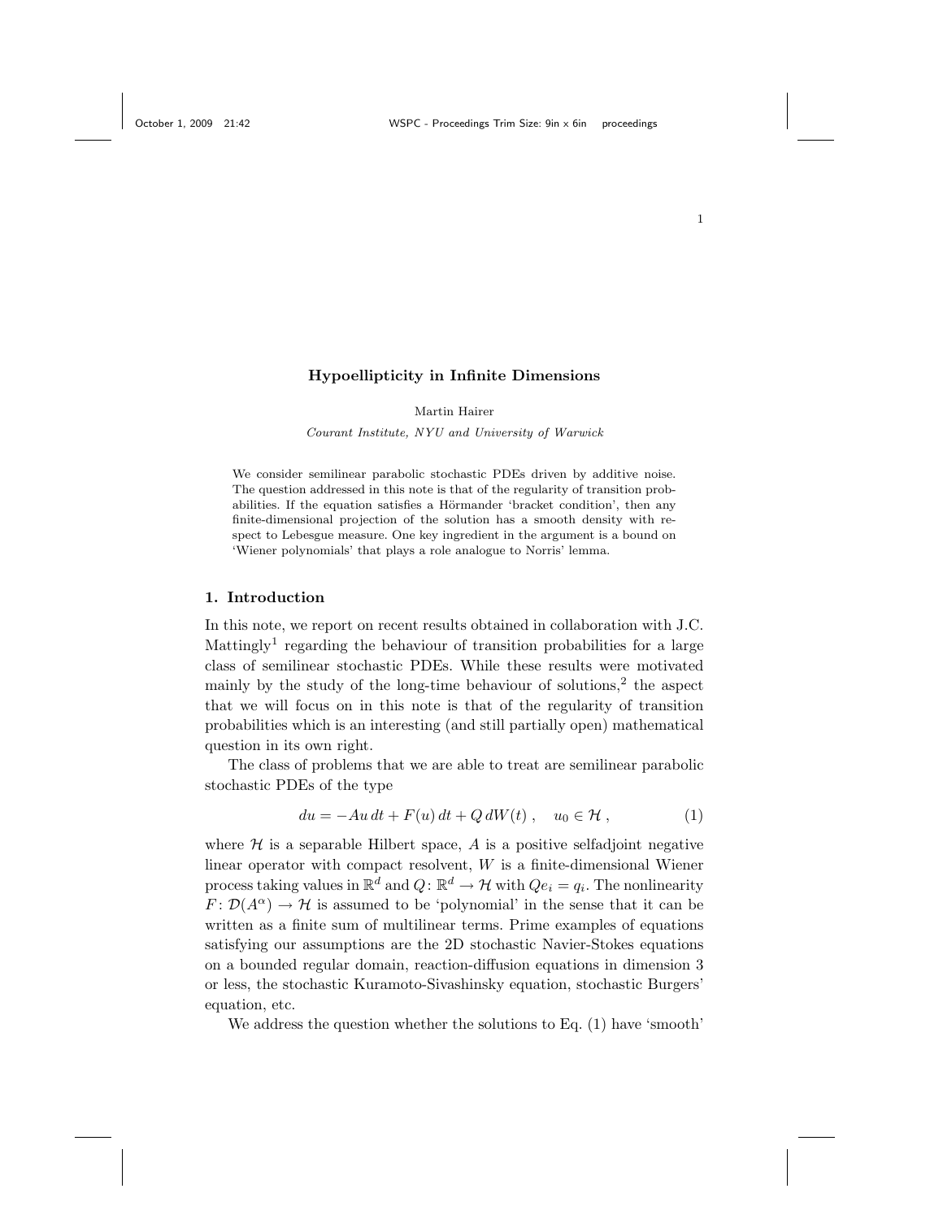# Hypoellipticity in Infinite Dimensions

Martin Hairer

*Courant Institute, NYU and University of Warwick*

We consider semilinear parabolic stochastic PDEs driven by additive noise. The question addressed in this note is that of the regularity of transition probabilities. If the equation satisfies a Hörmander 'bracket condition', then any finite-dimensional projection of the solution has a smooth density with respect to Lebesgue measure. One key ingredient in the argument is a bound on 'Wiener polynomials' that plays a role analogue to Norris' lemma.

## 1. Introduction

In this note, we report on recent results obtained in collaboration with J.C. Mattingly[1] regarding the behaviour of transition probabilities for a large class of semilinear stochastic PDEs. While these results were motivated mainly by the study of the long-time behaviour of solutions,[2] the aspect that we will focus on in this note is that of the regularity of transition probabilities which is an interesting (and still partially open) mathematical question in its own right.

The class of problems that we are able to treat are semilinear parabolic stochastic PDEs of the type

$$du = -Au\,dt + F(u)\,dt + Q\,dW(t)\;, \quad u_0 \in \mathcal{H}\;, \tag{1}$$

where $\mathcal{H}$ is a separable Hilbert space, $A$ is a positive selfadjoint negative linear operator with compact resolvent, $W$ is a finite-dimensional Wiener process taking values in $\mathbb{R}^d$ and $Q\colon \mathbb{R}^d \to \mathcal{H}$ with $Qe_i = q_i$. The nonlinearity $F\colon \mathcal{D}(A^\alpha) \to \mathcal{H}$ is assumed to be 'polynomial' in the sense that it can be written as a finite sum of multilinear terms. Prime examples of equations satisfying our assumptions are the 2D stochastic Navier-Stokes equations on a bounded regular domain, reaction-diffusion equations in dimension 3 or less, the stochastic Kuramoto-Sivashinsky equation, stochastic Burgers' equation, etc.

We address the question whether the solutions to Eq. (1) have 'smooth'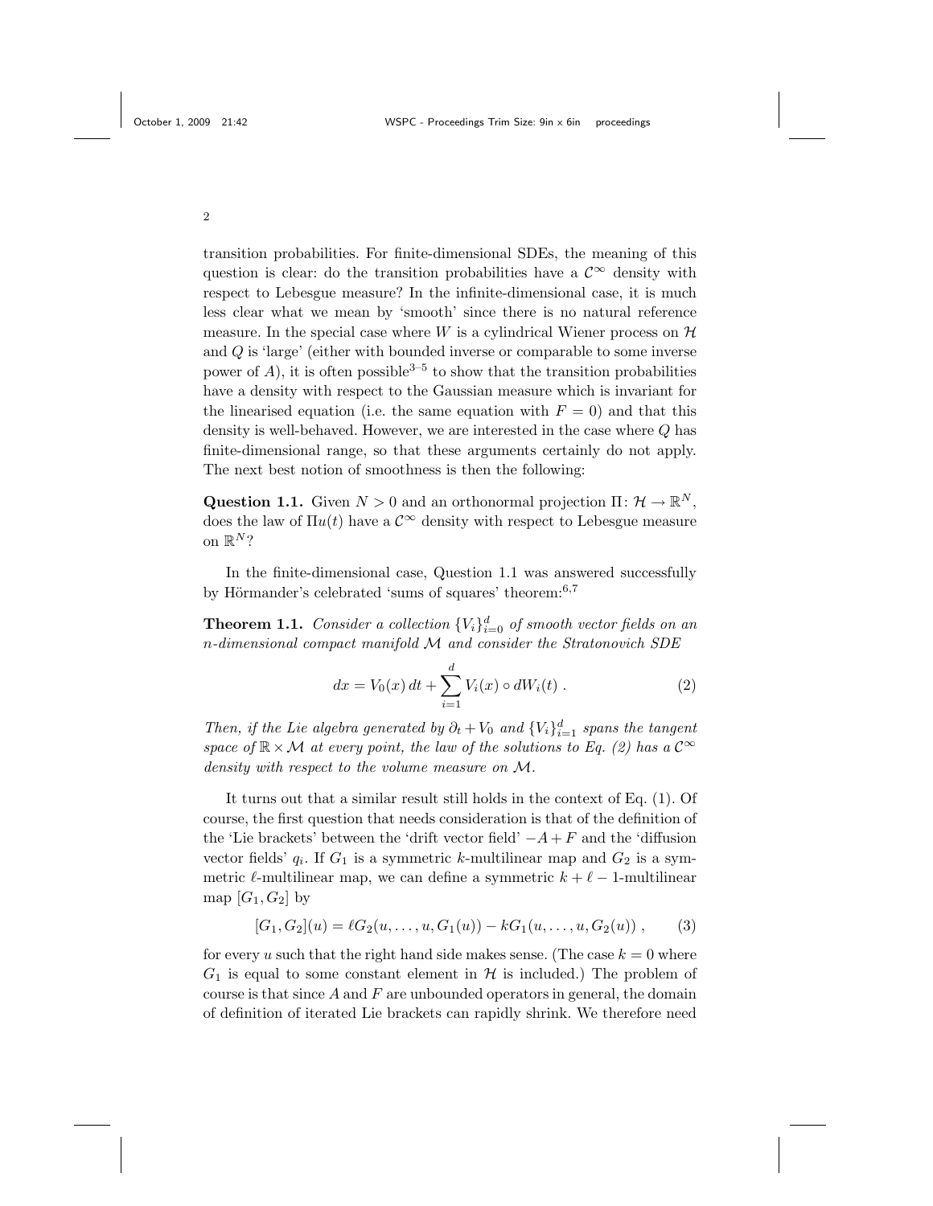transition probabilities. For finite-dimensional SDEs, the meaning of this question is clear: do the transition probabilities have a $\mathcal{C}^\infty$ density with respect to Lebesgue measure? In the infinite-dimensional case, it is much less clear what we mean by 'smooth' since there is no natural reference measure. In the special case where $W$ is a cylindrical Wiener process on $\mathcal{H}$ and $Q$ is 'large' (either with bounded inverse or comparable to some inverse power of $A$), it is often possible[3–5] to show that the transition probabilities have a density with respect to the Gaussian measure which is invariant for the linearised equation (i.e. the same equation with $F = 0$) and that this density is well-behaved. However, we are interested in the case where $Q$ has finite-dimensional range, so that these arguments certainly do not apply. The next best notion of smoothness is then the following:

**Question 1.1.** Given $N > 0$ and an orthonormal projection $\Pi \colon \mathcal{H} \to \mathbb{R}^N$, does the law of $\Pi u(t)$ have a $\mathcal{C}^\infty$ density with respect to Lebesgue measure on $\mathbb{R}^N$?

In the finite-dimensional case, Question 1.1 was answered successfully by Hörmander's celebrated 'sums of squares' theorem:[6,7]

**Theorem 1.1.** *Consider a collection $\{V_i\}_{i=0}^d$ of smooth vector fields on an $n$-dimensional compact manifold $\mathcal{M}$ and consider the Stratonovich SDE*

$$dx = V_0(x)\,dt + \sum_{i=1}^d V_i(x) \circ dW_i(t)\;. \tag{2}$$

*Then, if the Lie algebra generated by $\partial_t + V_0$ and $\{V_i\}_{i=1}^d$ spans the tangent space of $\mathbb{R} \times \mathcal{M}$ at every point, the law of the solutions to Eq. (2) has a $\mathcal{C}^\infty$ density with respect to the volume measure on $\mathcal{M}$.*

It turns out that a similar result still holds in the context of Eq. (1). Of course, the first question that needs consideration is that of the definition of the 'Lie brackets' between the 'drift vector field' $-A + F$ and the 'diffusion vector fields' $q_i$. If $G_1$ is a symmetric $k$-multilinear map and $G_2$ is a symmetric $\ell$-multilinear map, we can define a symmetric $k + \ell - 1$-multilinear map $[G_1, G_2]$ by

$$[G_1, G_2](u) = \ell G_2(u, \ldots, u, G_1(u)) - k G_1(u, \ldots, u, G_2(u))\;, \tag{3}$$

for every $u$ such that the right hand side makes sense. (The case $k = 0$ where $G_1$ is equal to some constant element in $\mathcal{H}$ is included.) The problem of course is that since $A$ and $F$ are unbounded operators in general, the domain of definition of iterated Lie brackets can rapidly shrink. We therefore need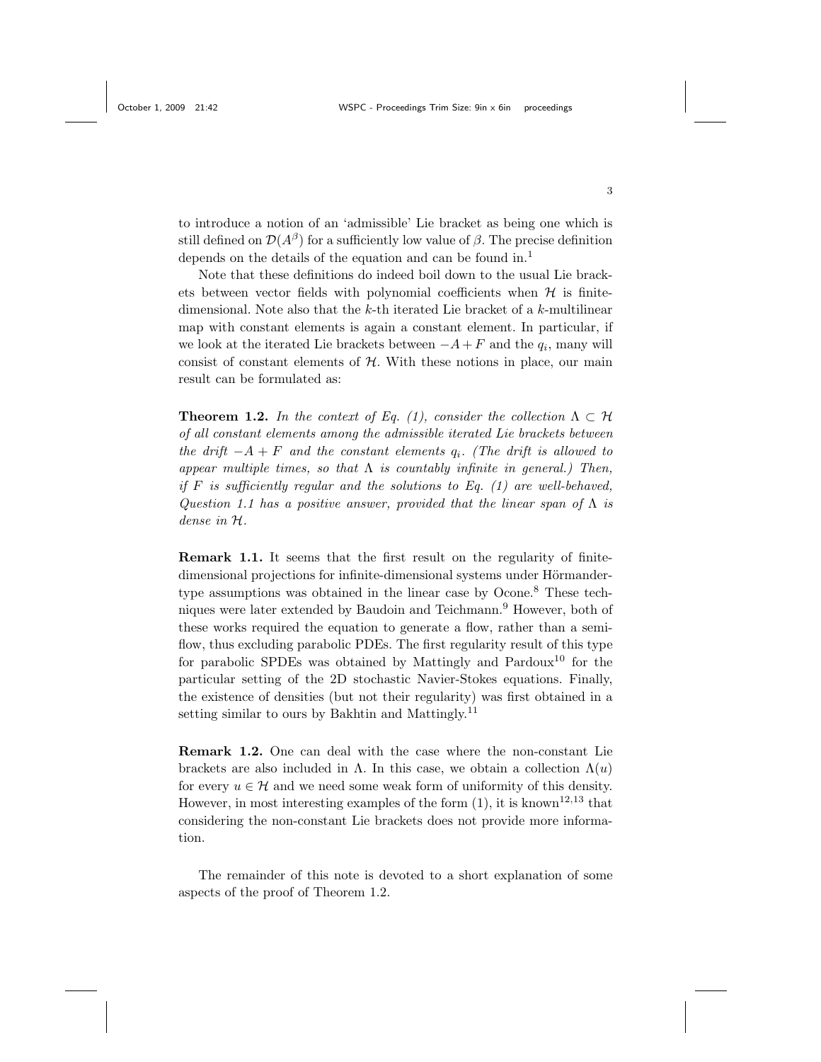to introduce a notion of an 'admissible' Lie bracket as being one which is still defined on $\mathcal{D}(A^\beta)$ for a sufficiently low value of $\beta$. The precise definition depends on the details of the equation and can be found in.[1]

Note that these definitions do indeed boil down to the usual Lie brackets between vector fields with polynomial coefficients when $\mathcal{H}$ is finite-dimensional. Note also that the $k$-th iterated Lie bracket of a $k$-multilinear map with constant elements is again a constant element. In particular, if we look at the iterated Lie brackets between $-A + F$ and the $q_i$, many will consist of constant elements of $\mathcal{H}$. With these notions in place, our main result can be formulated as:

**Theorem 1.2.** *In the context of Eq. (1), consider the collection $\Lambda \subset \mathcal{H}$ of all constant elements among the admissible iterated Lie brackets between the drift $-A + F$ and the constant elements $q_i$. (The drift is allowed to appear multiple times, so that $\Lambda$ is countably infinite in general.) Then, if $F$ is sufficiently regular and the solutions to Eq. (1) are well-behaved, Question 1.1 has a positive answer, provided that the linear span of $\Lambda$ is dense in $\mathcal{H}$.*

**Remark 1.1.** It seems that the first result on the regularity of finite-dimensional projections for infinite-dimensional systems under Hörmander-type assumptions was obtained in the linear case by Ocone.[8] These techniques were later extended by Baudoin and Teichmann.[9] However, both of these works required the equation to generate a flow, rather than a semi-flow, thus excluding parabolic PDEs. The first regularity result of this type for parabolic SPDEs was obtained by Mattingly and Pardoux[10] for the particular setting of the 2D stochastic Navier-Stokes equations. Finally, the existence of densities (but not their regularity) was first obtained in a setting similar to ours by Bakhtin and Mattingly.[11]

**Remark 1.2.** One can deal with the case where the non-constant Lie brackets are also included in $\Lambda$. In this case, we obtain a collection $\Lambda(u)$ for every $u \in \mathcal{H}$ and we need some weak form of uniformity of this density. However, in most interesting examples of the form (1), it is known[12,13] that considering the non-constant Lie brackets does not provide more information.

The remainder of this note is devoted to a short explanation of some aspects of the proof of Theorem 1.2.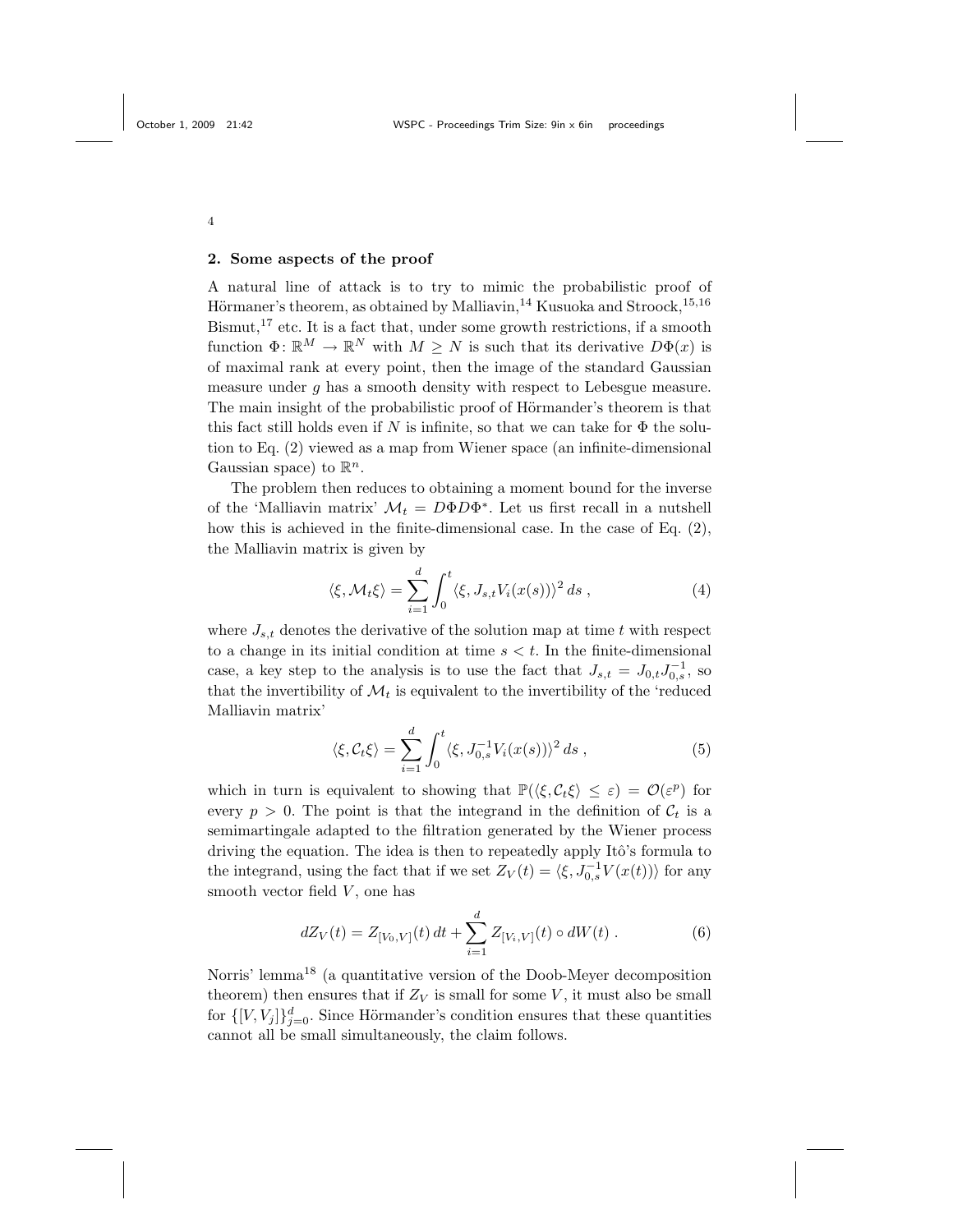## 2. Some aspects of the proof

A natural line of attack is to try to mimic the probabilistic proof of Hörmaner's theorem, as obtained by Malliavin,[14] Kusuoka and Stroock,[15,16] Bismut,[17] etc. It is a fact that, under some growth restrictions, if a smooth function $\Phi\colon \mathbb{R}^M \to \mathbb{R}^N$ with $M \geq N$ is such that its derivative $D\Phi(x)$ is of maximal rank at every point, then the image of the standard Gaussian measure under $g$ has a smooth density with respect to Lebesgue measure. The main insight of the probabilistic proof of Hörmander's theorem is that this fact still holds even if $N$ is infinite, so that we can take for $\Phi$ the solution to Eq. (2) viewed as a map from Wiener space (an infinite-dimensional Gaussian space) to $\mathbb{R}^n$.

The problem then reduces to obtaining a moment bound for the inverse of the 'Malliavin matrix' $\mathcal{M}_t = D\Phi D\Phi^*$. Let us first recall in a nutshell how this is achieved in the finite-dimensional case. In the case of Eq. (2), the Malliavin matrix is given by

$$\langle \xi, \mathcal{M}_t \xi\rangle = \sum_{i=1}^d \int_0^t \langle \xi, J_{s,t} V_i(x(s))\rangle^2 \, ds \;, \tag{4}$$

where $J_{s,t}$ denotes the derivative of the solution map at time $t$ with respect to a change in its initial condition at time $s < t$. In the finite-dimensional case, a key step to the analysis is to use the fact that $J_{s,t} = J_{0,t} J_{0,s}^{-1}$, so that the invertibility of $\mathcal{M}_t$ is equivalent to the invertibility of the 'reduced Malliavin matrix'

$$\langle \xi, \mathcal{C}_t \xi\rangle = \sum_{i=1}^d \int_0^t \langle \xi, J_{0,s}^{-1} V_i(x(s))\rangle^2 \, ds \;, \tag{5}$$

which in turn is equivalent to showing that $\mathbb{P}(\langle \xi, \mathcal{C}_t \xi\rangle \leq \varepsilon) = \mathcal{O}(\varepsilon^p)$ for every $p > 0$. The point is that the integrand in the definition of $\mathcal{C}_t$ is a semimartingale adapted to the filtration generated by the Wiener process driving the equation. The idea is then to repeatedly apply Itô's formula to the integrand, using the fact that if we set $Z_V(t) = \langle \xi, J_{0,s}^{-1} V(x(t))\rangle$ for any smooth vector field $V$, one has

$$dZ_V(t) = Z_{[V_0,V]}(t)\, dt + \sum_{i=1}^d Z_{[V_i,V]}(t) \circ dW(t) \;. \tag{6}$$

Norris' lemma[18] (a quantitative version of the Doob-Meyer decomposition theorem) then ensures that if $Z_V$ is small for some $V$, it must also be small for $\{[V, V_j]\}_{j=0}^d$. Since Hörmander's condition ensures that these quantities cannot all be small simultaneously, the claim follows.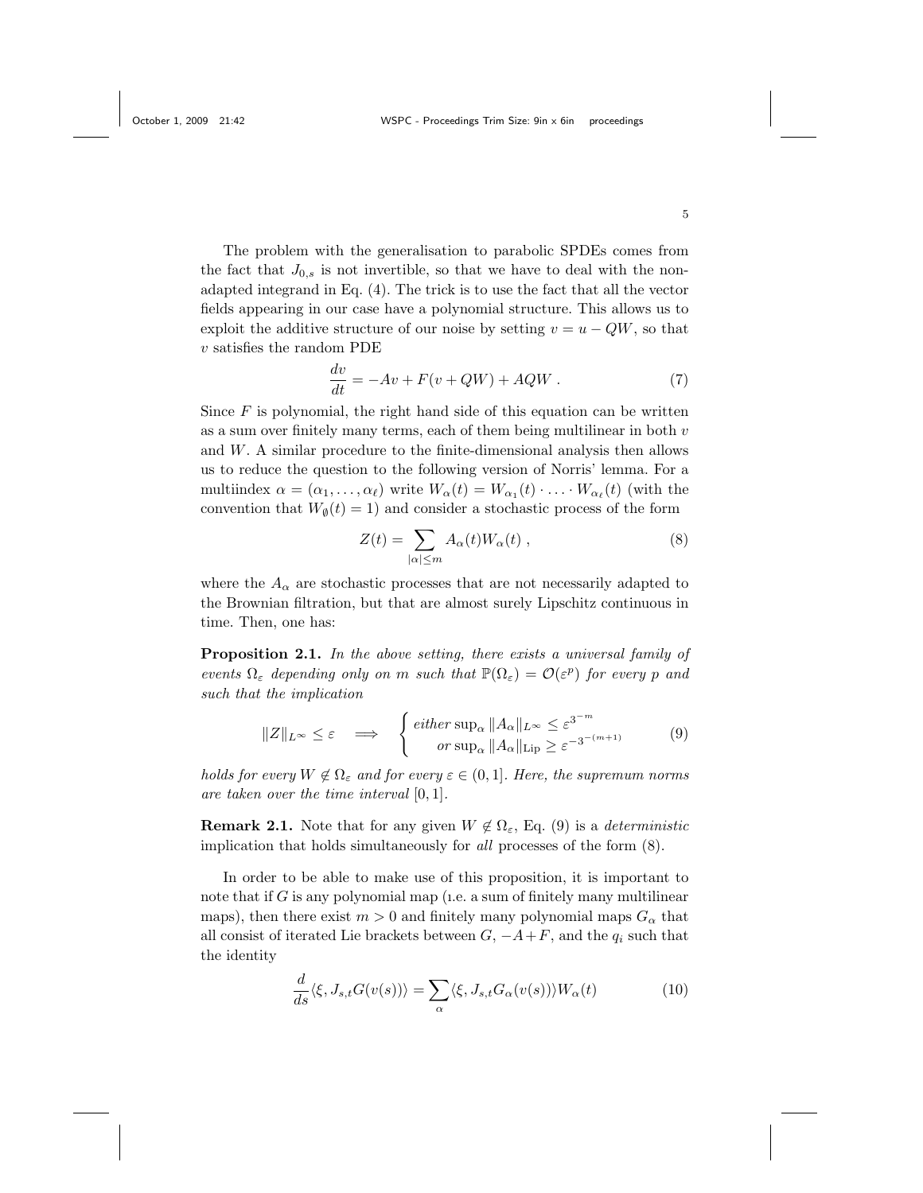The problem with the generalisation to parabolic SPDEs comes from the fact that $J_{0,s}$ is not invertible, so that we have to deal with the non-adapted integrand in Eq. (4). The trick is to use the fact that all the vector fields appearing in our case have a polynomial structure. This allows us to exploit the additive structure of our noise by setting $v = u - QW$, so that $v$ satisfies the random PDE

$$\frac{dv}{dt} = -Av + F(v + QW) + AQW \; . \tag{7}$$

Since $F$ is polynomial, the right hand side of this equation can be written as a sum over finitely many terms, each of them being multilinear in both $v$ and $W$. A similar procedure to the finite-dimensional analysis then allows us to reduce the question to the following version of Norris' lemma. For a multiindex $\alpha = (\alpha_1, \ldots, \alpha_\ell)$ write $W_\alpha(t) = W_{\alpha_1}(t) \cdot \ldots \cdot W_{\alpha_\ell}(t)$ (with the convention that $W_\emptyset(t) = 1$) and consider a stochastic process of the form

$$Z(t) = \sum_{|\alpha| \le m} A_\alpha(t) W_\alpha(t) \; , \tag{8}$$

where the $A_\alpha$ are stochastic processes that are not necessarily adapted to the Brownian filtration, but that are almost surely Lipschitz continuous in time. Then, one has:

**Proposition 2.1.** *In the above setting, there exists a universal family of events $\Omega_\varepsilon$ depending only on $m$ such that $\mathbb{P}(\Omega_\varepsilon) = \mathcal{O}(\varepsilon^p)$ for every $p$ and such that the implication*

$$\|Z\|_{L^\infty} \le \varepsilon \quad \Longrightarrow \quad \begin{cases} \text{either } \sup_\alpha \|A_\alpha\|_{L^\infty} \le \varepsilon^{3^{-m}} \\ \quad \text{or } \sup_\alpha \|A_\alpha\|_{\mathrm{Lip}} \ge \varepsilon^{-3^{-(m+1)}} \end{cases} \tag{9}$$

*holds for every $W \notin \Omega_\varepsilon$ and for every $\varepsilon \in (0, 1]$. Here, the supremum norms are taken over the time interval $[0, 1]$.*

**Remark 2.1.** Note that for any given $W \notin \Omega_\varepsilon$, Eq. (9) is a *deterministic* implication that holds simultaneously for *all* processes of the form (8).

In order to be able to make use of this proposition, it is important to note that if $G$ is any polynomial map (i.e. a sum of finitely many multilinear maps), then there exist $m > 0$ and finitely many polynomial maps $G_\alpha$ that all consist of iterated Lie brackets between $G$, $-A+F$, and the $q_i$ such that the identity

$$\frac{d}{ds} \langle \xi, J_{s,t} G(v(s)) \rangle = \sum_\alpha \langle \xi, J_{s,t} G_\alpha(v(s)) \rangle W_\alpha(t) \tag{10}$$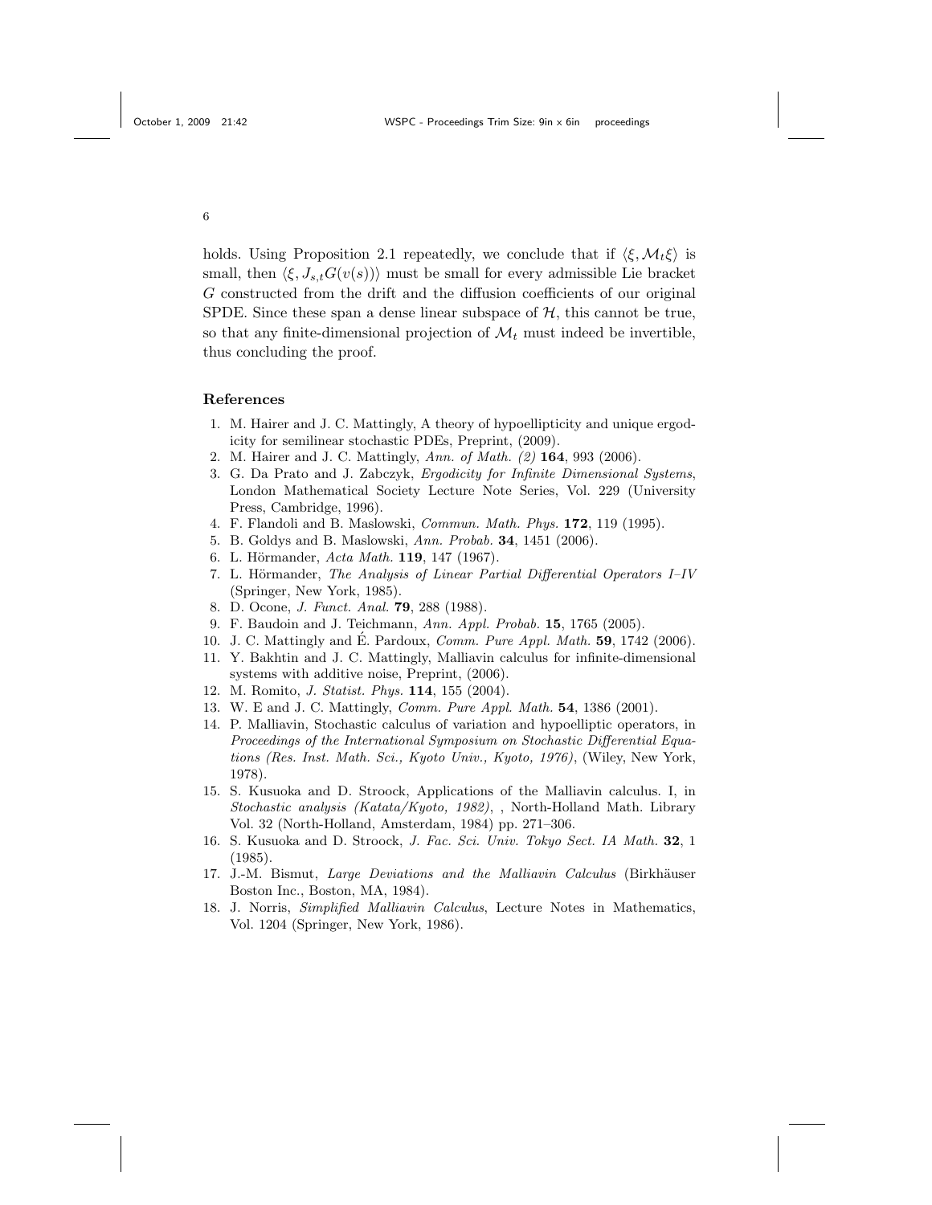holds. Using Proposition 2.1 repeatedly, we conclude that if $\langle \xi, \mathcal{M}_t \xi \rangle$ is small, then $\langle \xi, J_{s,t} G(v(s)) \rangle$ must be small for every admissible Lie bracket $G$ constructed from the drift and the diffusion coefficients of our original SPDE. Since these span a dense linear subspace of $\mathcal{H}$, this cannot be true, so that any finite-dimensional projection of $\mathcal{M}_t$ must indeed be invertible, thus concluding the proof.

### References

1. M. Hairer and J. C. Mattingly, A theory of hypoellipticity and unique ergodicity for semilinear stochastic PDEs, Preprint, (2009).
2. M. Hairer and J. C. Mattingly, *Ann. of Math. (2)* **164**, 993 (2006).
3. G. Da Prato and J. Zabczyk, *Ergodicity for Infinite Dimensional Systems*, London Mathematical Society Lecture Note Series, Vol. 229 (University Press, Cambridge, 1996).
4. F. Flandoli and B. Maslowski, *Commun. Math. Phys.* **172**, 119 (1995).
5. B. Goldys and B. Maslowski, *Ann. Probab.* **34**, 1451 (2006).
6. L. Hörmander, *Acta Math.* **119**, 147 (1967).
7. L. Hörmander, *The Analysis of Linear Partial Differential Operators I–IV* (Springer, New York, 1985).
8. D. Ocone, *J. Funct. Anal.* **79**, 288 (1988).
9. F. Baudoin and J. Teichmann, *Ann. Appl. Probab.* **15**, 1765 (2005).
10. J. C. Mattingly and É. Pardoux, *Comm. Pure Appl. Math.* **59**, 1742 (2006).
11. Y. Bakhtin and J. C. Mattingly, Malliavin calculus for infinite-dimensional systems with additive noise, Preprint, (2006).
12. M. Romito, *J. Statist. Phys.* **114**, 155 (2004).
13. W. E and J. C. Mattingly, *Comm. Pure Appl. Math.* **54**, 1386 (2001).
14. P. Malliavin, Stochastic calculus of variation and hypoelliptic operators, in *Proceedings of the International Symposium on Stochastic Differential Equations (Res. Inst. Math. Sci., Kyoto Univ., Kyoto, 1976)*, (Wiley, New York, 1978).
15. S. Kusuoka and D. Stroock, Applications of the Malliavin calculus. I, in *Stochastic analysis (Katata/Kyoto, 1982)*, , North-Holland Math. Library Vol. 32 (North-Holland, Amsterdam, 1984) pp. 271–306.
16. S. Kusuoka and D. Stroock, *J. Fac. Sci. Univ. Tokyo Sect. IA Math.* **32**, 1 (1985).
17. J.-M. Bismut, *Large Deviations and the Malliavin Calculus* (Birkhäuser Boston Inc., Boston, MA, 1984).
18. J. Norris, *Simplified Malliavin Calculus*, Lecture Notes in Mathematics, Vol. 1204 (Springer, New York, 1986).